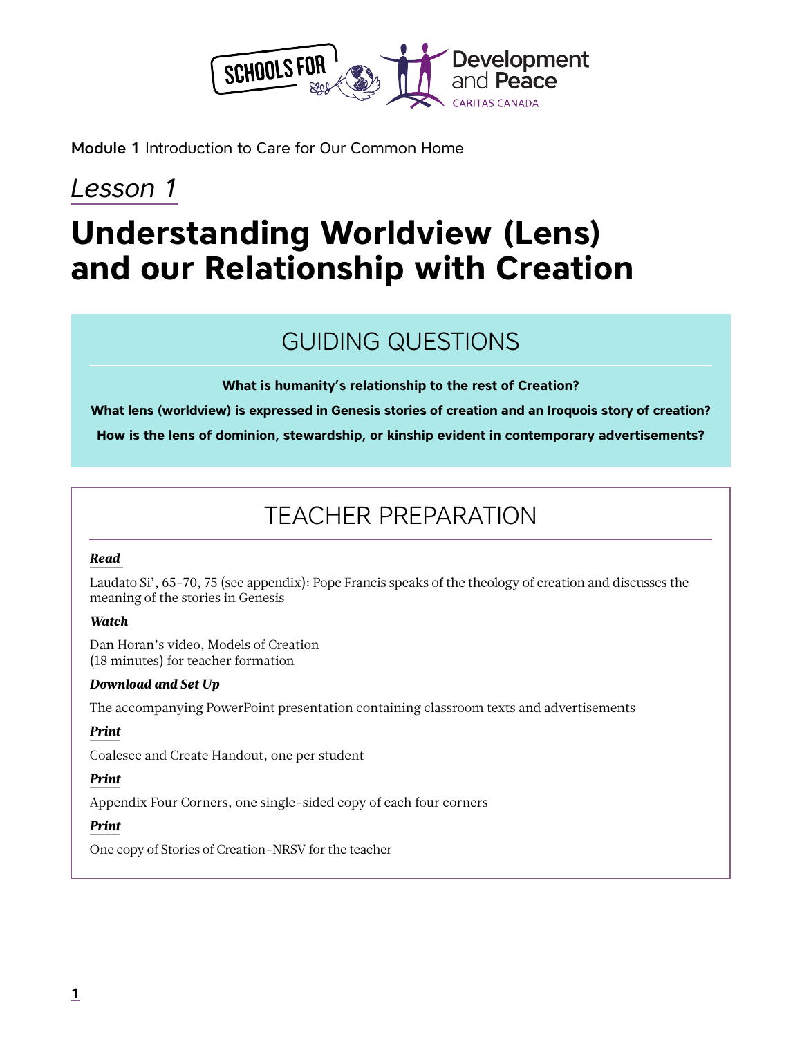**Module 1** Introduction to Care for Our Common Home

*Lesson 1*

# Understanding Worldview (Lens) and our Relationship with Creation

## GUIDING QUESTIONS

**What is humanity's relationship to the rest of Creation?**

**What lens (worldview) is expressed in Genesis stories of creation and an Iroquois story of creation?**

**How is the lens of dominion, stewardship, or kinship evident in contemporary advertisements?**

## TEACHER PREPARATION

***Read***

Laudato Si', 65-70, 75 (see appendix): Pope Francis speaks of the theology of creation and discusses the meaning of the stories in Genesis

***Watch***

Dan Horan's video, Models of Creation
(18 minutes) for teacher formation

***Download and Set Up***

The accompanying PowerPoint presentation containing classroom texts and advertisements

***Print***

Coalesce and Create Handout, one per student

***Print***

Appendix Four Corners, one single-sided copy of each four corners

***Print***

One copy of Stories of Creation-NRSV for the teacher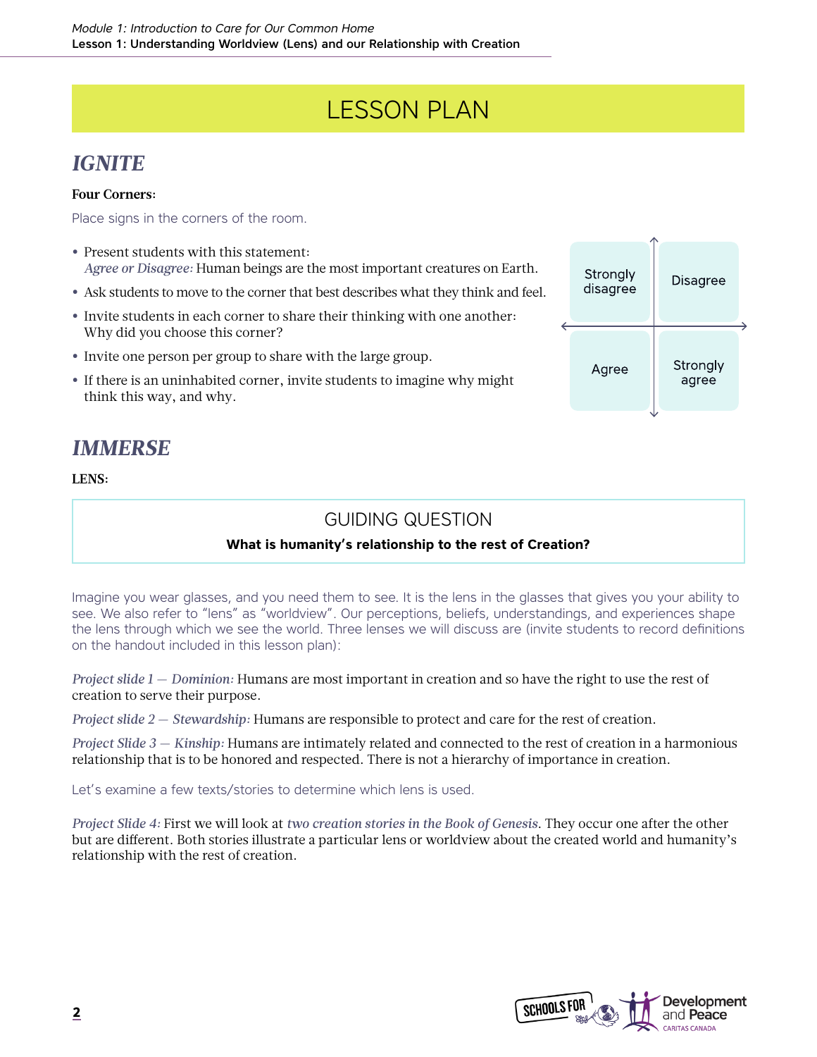# LESSON PLAN

## *IGNITE*

**Four Corners:**

Place signs in the corners of the room.

- Present students with this statement:
  *Agree or Disagree:* Human beings are the most important creatures on Earth.
- Ask students to move to the corner that best describes what they think and feel.
- Invite students in each corner to share their thinking with one another: Why did you choose this corner?
- Invite one person per group to share with the large group.
- If there is an uninhabited corner, invite students to imagine why might think this way, and why.

| | |
|---|---|
| Strongly disagree | Disagree |
| Agree | Strongly agree |

## *IMMERSE*

**LENS:**

### GUIDING QUESTION

**What is humanity's relationship to the rest of Creation?**

Imagine you wear glasses, and you need them to see. It is the lens in the glasses that gives you your ability to see. We also refer to "lens" as "worldview". Our perceptions, beliefs, understandings, and experiences shape the lens through which we see the world. Three lenses we will discuss are (invite students to record definitions on the handout included in this lesson plan):

*Project slide 1 — Dominion:* Humans are most important in creation and so have the right to use the rest of creation to serve their purpose.

*Project slide 2 — Stewardship:* Humans are responsible to protect and care for the rest of creation.

*Project Slide 3 — Kinship:* Humans are intimately related and connected to the rest of creation in a harmonious relationship that is to be honored and respected. There is not a hierarchy of importance in creation.

Let's examine a few texts/stories to determine which lens is used.

*Project Slide 4:* First we will look at *two creation stories in the Book of Genesis*. They occur one after the other but are different. Both stories illustrate a particular lens or worldview about the created world and humanity's relationship with the rest of creation.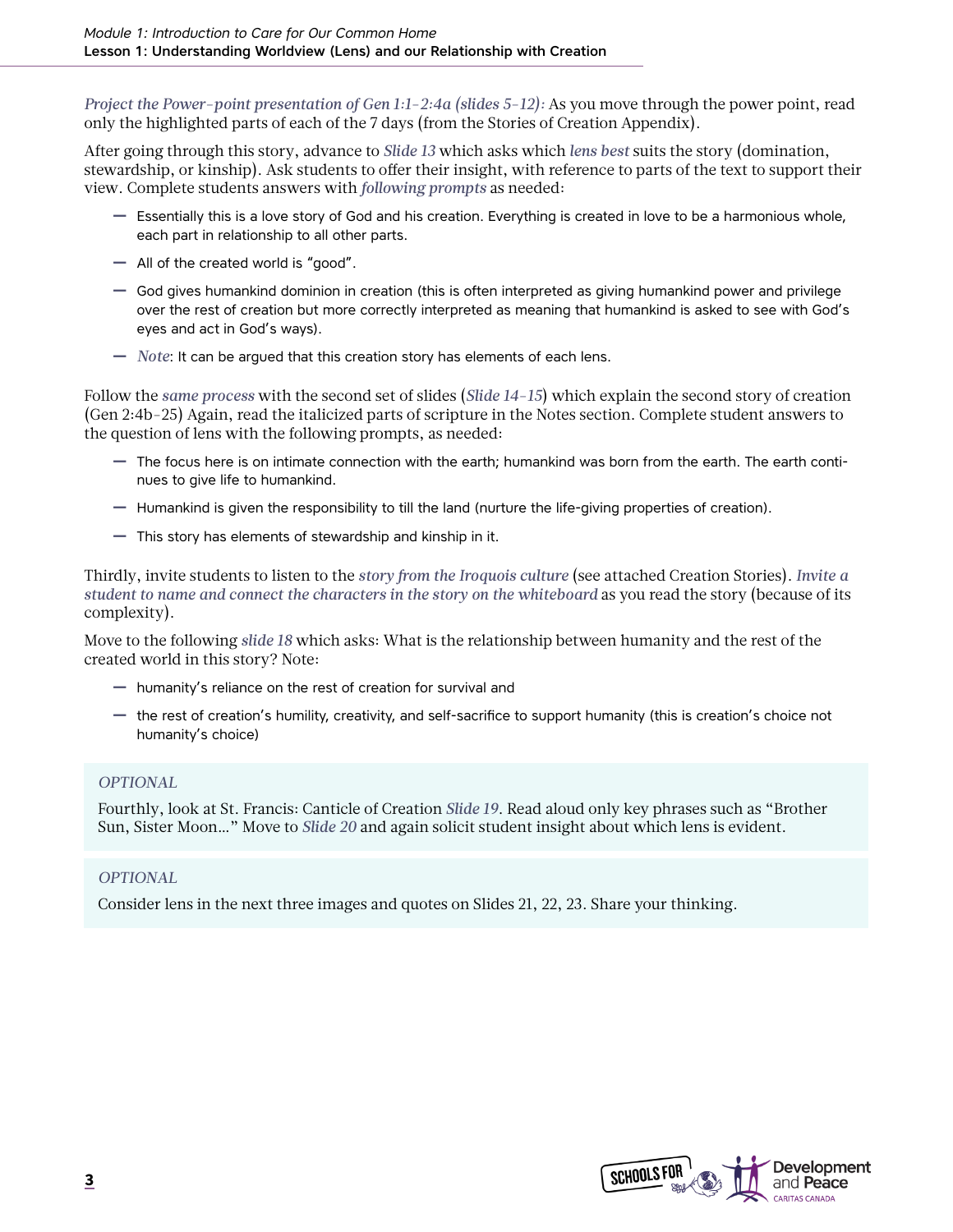*Project the Power-point presentation of Gen 1:1-2:4a (slides 5-12):* As you move through the power point, read only the highlighted parts of each of the 7 days (from the Stories of Creation Appendix).

After going through this story, advance to *Slide 13* which asks which *lens best* suits the story (domination, stewardship, or kinship). Ask students to offer their insight, with reference to parts of the text to support their view. Complete students answers with *following prompts* as needed:

- Essentially this is a love story of God and his creation. Everything is created in love to be a harmonious whole, each part in relationship to all other parts.
- All of the created world is "good".
- God gives humankind dominion in creation (this is often interpreted as giving humankind power and privilege over the rest of creation but more correctly interpreted as meaning that humankind is asked to see with God's eyes and act in God's ways).
- *Note*: It can be argued that this creation story has elements of each lens.

Follow the *same process* with the second set of slides (*Slide 14-15*) which explain the second story of creation (Gen 2:4b-25) Again, read the italicized parts of scripture in the Notes section. Complete student answers to the question of lens with the following prompts, as needed:

- The focus here is on intimate connection with the earth; humankind was born from the earth. The earth continues to give life to humankind.
- Humankind is given the responsibility to till the land (nurture the life-giving properties of creation).
- This story has elements of stewardship and kinship in it.

Thirdly, invite students to listen to the *story from the Iroquois culture* (see attached Creation Stories). *Invite a student to name and connect the characters in the story on the whiteboard* as you read the story (because of its complexity).

Move to the following *slide 18* which asks: What is the relationship between humanity and the rest of the created world in this story? Note:

- humanity's reliance on the rest of creation for survival and
- the rest of creation's humility, creativity, and self-sacrifice to support humanity (this is creation's choice not humanity's choice)

*OPTIONAL*

Fourthly, look at St. Francis: Canticle of Creation *Slide 19*. Read aloud only key phrases such as "Brother Sun, Sister Moon…" Move to *Slide 20* and again solicit student insight about which lens is evident.

*OPTIONAL*

Consider lens in the next three images and quotes on Slides 21, 22, 23. Share your thinking.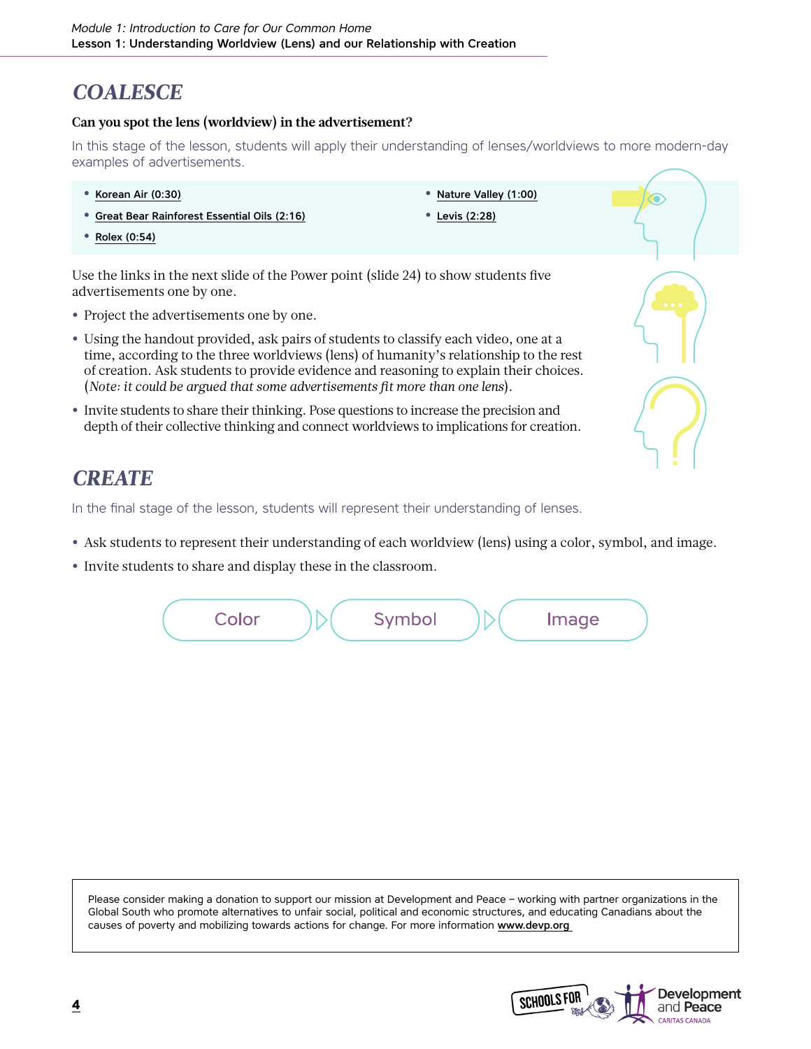## COALESCE

**Can you spot the lens (worldview) in the advertisement?**

In this stage of the lesson, students will apply their understanding of lenses/worldviews to more modern-day examples of advertisements.

- Korean Air (0:30)
- Great Bear Rainforest Essential Oils (2:16)
- Rolex (0:54)
- Nature Valley (1:00)
- Levis (2:28)

Use the links in the next slide of the Power point (slide 24) to show students five advertisements one by one.

- Project the advertisements one by one.
- Using the handout provided, ask pairs of students to classify each video, one at a time, according to the three worldviews (lens) of humanity's relationship to the rest of creation. Ask students to provide evidence and reasoning to explain their choices. (*Note: it could be argued that some advertisements fit more than one lens*).
- Invite students to share their thinking. Pose questions to increase the precision and depth of their collective thinking and connect worldviews to implications for creation.

## CREATE

In the final stage of the lesson, students will represent their understanding of lenses.

- Ask students to represent their understanding of each worldview (lens) using a color, symbol, and image.
- Invite students to share and display these in the classroom.

Color ▷ Symbol ▷ Image

Please consider making a donation to support our mission at Development and Peace – working with partner organizations in the Global South who promote alternatives to unfair social, political and economic structures, and educating Canadians about the causes of poverty and mobilizing towards actions for change. For more information www.devp.org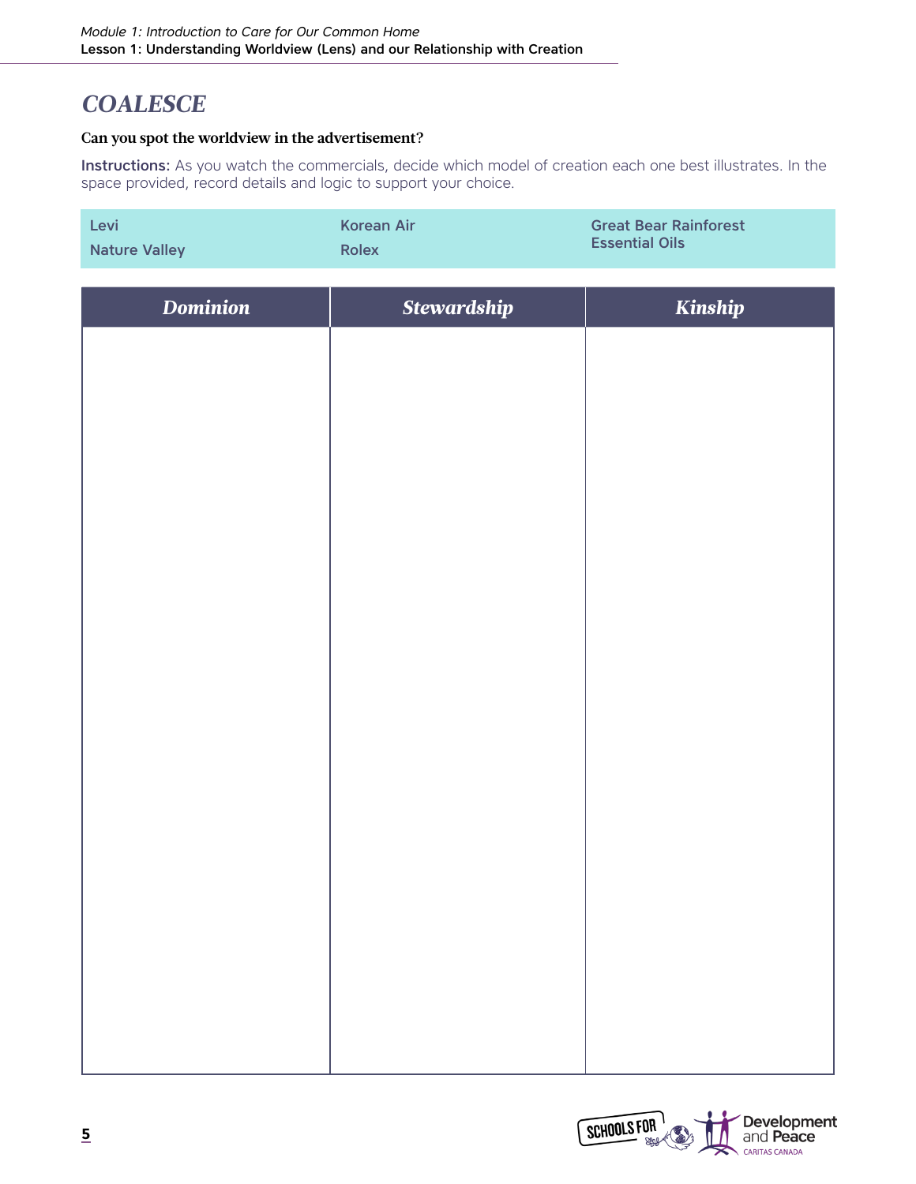## COALESCE

**Can you spot the worldview in the advertisement?**

**Instructions:** As you watch the commercials, decide which model of creation each one best illustrates. In the space provided, record details and logic to support your choice.

| | | |
|---|---|---|
| Levi | Korean Air | Great Bear Rainforest Essential Oils |
| Nature Valley | Rolex | |

| *Dominion* | *Stewardship* | *Kinship* |
|---|---|---|
| | | |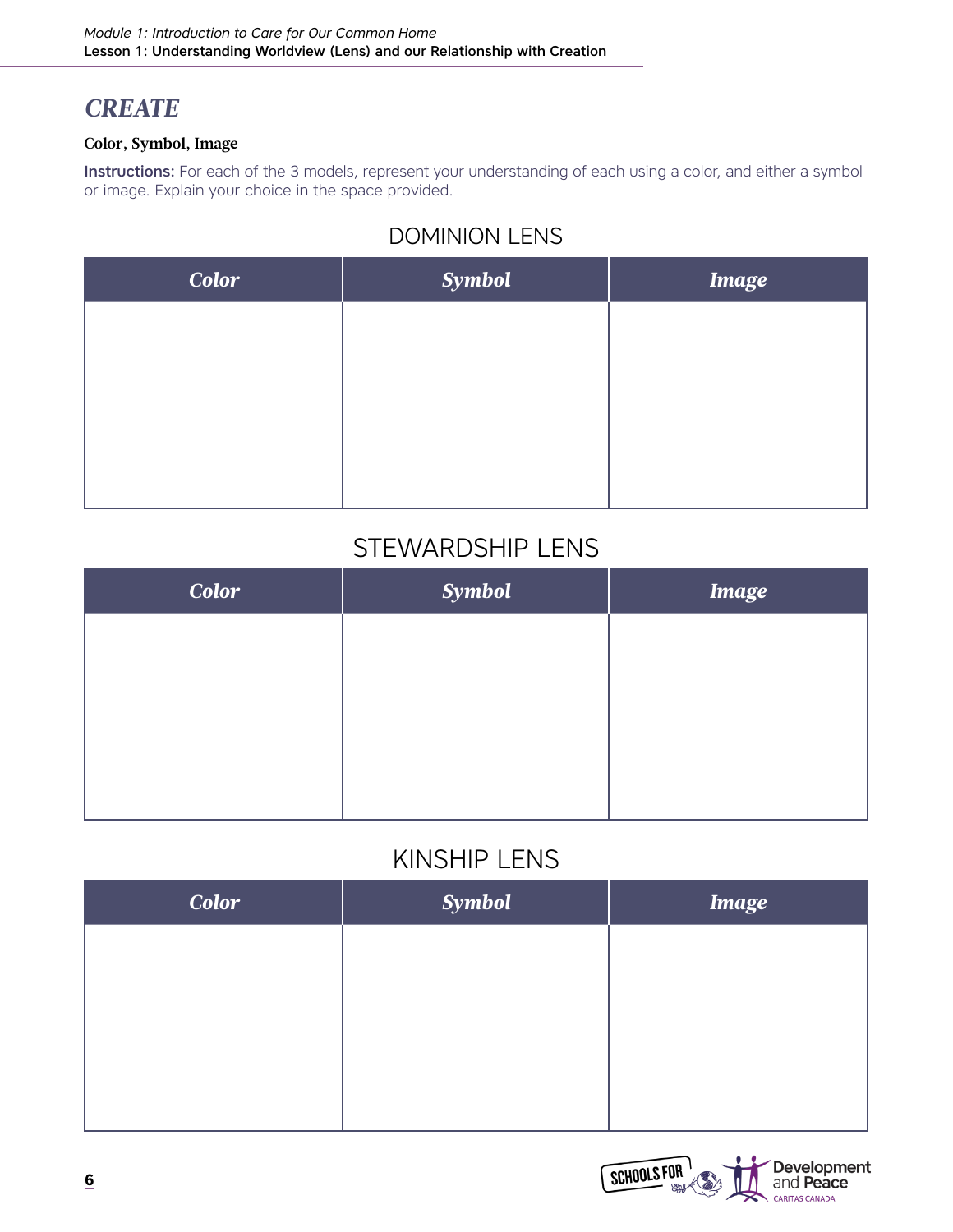## *CREATE*

**Color, Symbol, Image**

**Instructions:** For each of the 3 models, represent your understanding of each using a color, and either a symbol or image. Explain your choice in the space provided.

### DOMINION LENS

| *Color* | *Symbol* | *Image* |
|---|---|---|
| | | |

### STEWARDSHIP LENS

| *Color* | *Symbol* | *Image* |
|---|---|---|
| | | |

### KINSHIP LENS

| *Color* | *Symbol* | *Image* |
|---|---|---|
| | | |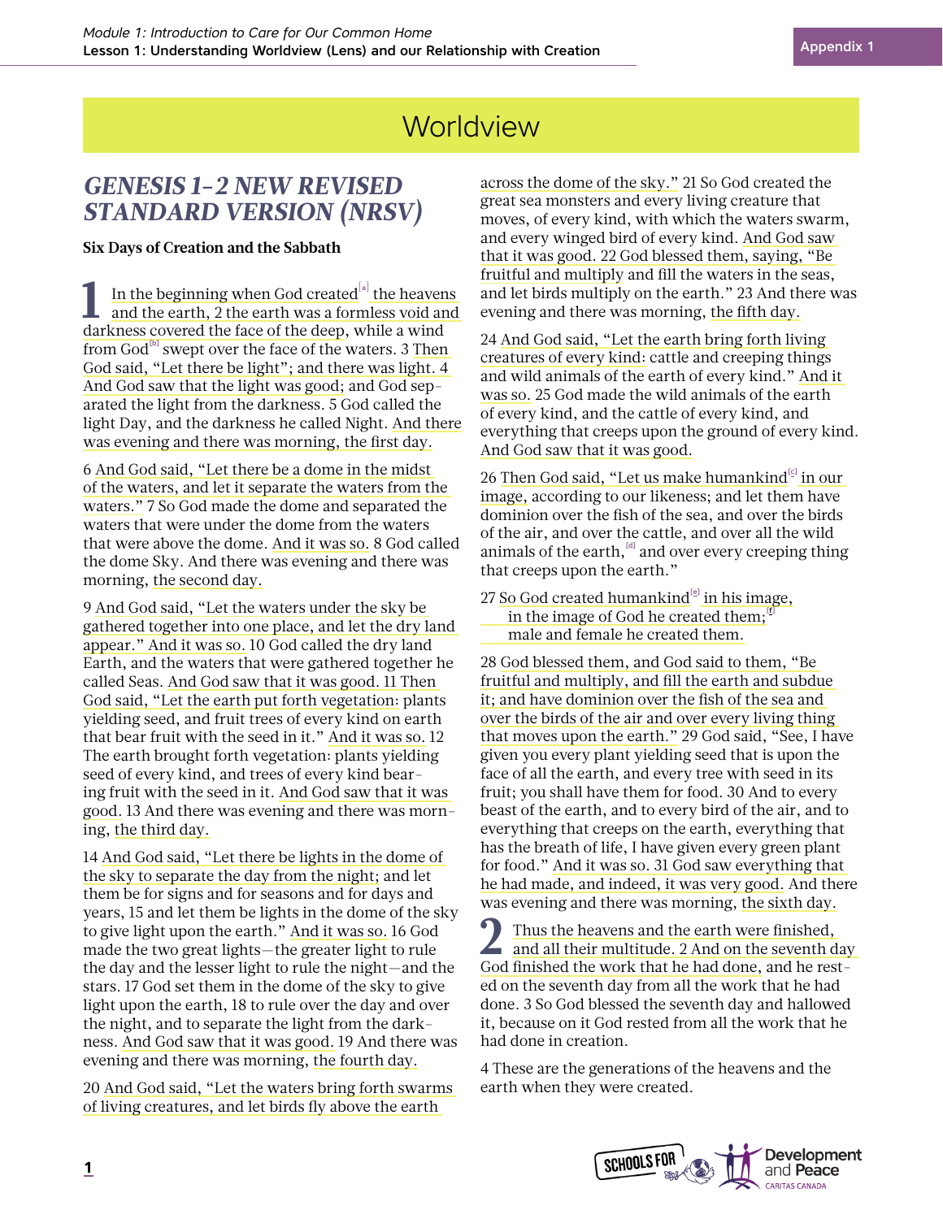# Worldview

## GENESIS 1–2 NEW REVISED STANDARD VERSION (NRSV)

### Six Days of Creation and the Sabbath

**1** In the beginning when God created[a] the heavens and the earth, 2 the earth was a formless void and darkness covered the face of the deep, while a wind from God[b] swept over the face of the waters. 3 Then God said, "Let there be light"; and there was light. 4 And God saw that the light was good; and God separated the light from the darkness. 5 God called the light Day, and the darkness he called Night. And there was evening and there was morning, the first day.

6 And God said, "Let there be a dome in the midst of the waters, and let it separate the waters from the waters." 7 So God made the dome and separated the waters that were under the dome from the waters that were above the dome. And it was so. 8 God called the dome Sky. And there was evening and there was morning, the second day.

9 And God said, "Let the waters under the sky be gathered together into one place, and let the dry land appear." And it was so. 10 God called the dry land Earth, and the waters that were gathered together he called Seas. And God saw that it was good. 11 Then God said, "Let the earth put forth vegetation: plants yielding seed, and fruit trees of every kind on earth that bear fruit with the seed in it." And it was so. 12 The earth brought forth vegetation: plants yielding seed of every kind, and trees of every kind bearing fruit with the seed in it. And God saw that it was good. 13 And there was evening and there was morning, the third day.

14 And God said, "Let there be lights in the dome of the sky to separate the day from the night; and let them be for signs and for seasons and for days and years, 15 and let them be lights in the dome of the sky to give light upon the earth." And it was so. 16 God made the two great lights—the greater light to rule the day and the lesser light to rule the night—and the stars. 17 God set them in the dome of the sky to give light upon the earth, 18 to rule over the day and over the night, and to separate the light from the darkness. And God saw that it was good. 19 And there was evening and there was morning, the fourth day.

20 And God said, "Let the waters bring forth swarms of living creatures, and let birds fly above the earth across the dome of the sky." 21 So God created the great sea monsters and every living creature that moves, of every kind, with which the waters swarm, and every winged bird of every kind. And God saw that it was good. 22 God blessed them, saying, "Be fruitful and multiply and fill the waters in the seas, and let birds multiply on the earth." 23 And there was evening and there was morning, the fifth day.

24 And God said, "Let the earth bring forth living creatures of every kind: cattle and creeping things and wild animals of the earth of every kind." And it was so. 25 God made the wild animals of the earth of every kind, and the cattle of every kind, and everything that creeps upon the ground of every kind. And God saw that it was good.

26 Then God said, "Let us make humankind[c] in our image, according to our likeness; and let them have dominion over the fish of the sea, and over the birds of the air, and over the cattle, and over all the wild animals of the earth,[d] and over every creeping thing that creeps upon the earth."

27 So God created humankind[e] in his image,
in the image of God he created them;[f]
male and female he created them.

28 God blessed them, and God said to them, "Be fruitful and multiply, and fill the earth and subdue it; and have dominion over the fish of the sea and over the birds of the air and over every living thing that moves upon the earth." 29 God said, "See, I have given you every plant yielding seed that is upon the face of all the earth, and every tree with seed in its fruit; you shall have them for food. 30 And to every beast of the earth, and to every bird of the air, and to everything that creeps on the earth, everything that has the breath of life, I have given every green plant for food." And it was so. 31 God saw everything that he had made, and indeed, it was very good. And there was evening and there was morning, the sixth day.

**2** Thus the heavens and the earth were finished, and all their multitude. 2 And on the seventh day God finished the work that he had done, and he rested on the seventh day from all the work that he had done. 3 So God blessed the seventh day and hallowed it, because on it God rested from all the work that he had done in creation.

4 These are the generations of the heavens and the earth when they were created.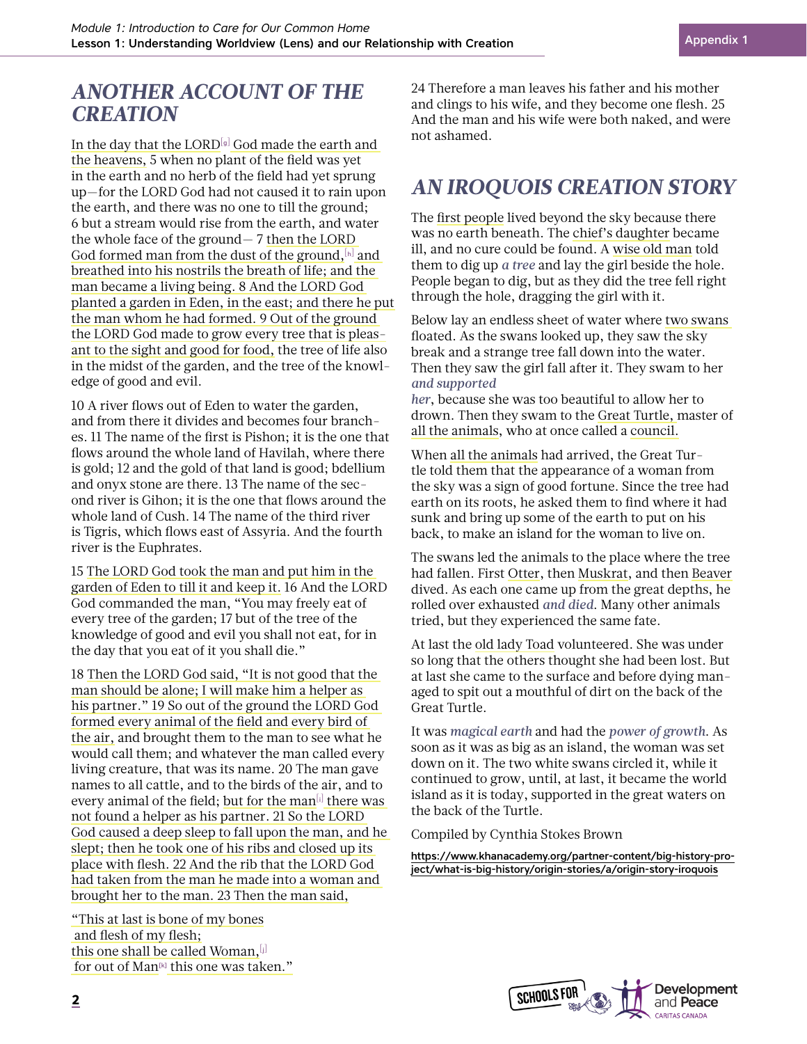## ANOTHER ACCOUNT OF THE CREATION

In the day that the LORD[g] God made the earth and the heavens, 5 when no plant of the field was yet in the earth and no herb of the field had yet sprung up—for the LORD God had not caused it to rain upon the earth, and there was no one to till the ground; 6 but a stream would rise from the earth, and water the whole face of the ground— 7 then the LORD God formed man from the dust of the ground,[h] and breathed into his nostrils the breath of life; and the man became a living being. 8 And the LORD God planted a garden in Eden, in the east; and there he put the man whom he had formed. 9 Out of the ground the LORD God made to grow every tree that is pleasant to the sight and good for food, the tree of life also in the midst of the garden, and the tree of the knowledge of good and evil.

10 A river flows out of Eden to water the garden, and from there it divides and becomes four branches. 11 The name of the first is Pishon; it is the one that flows around the whole land of Havilah, where there is gold; 12 and the gold of that land is good; bdellium and onyx stone are there. 13 The name of the second river is Gihon; it is the one that flows around the whole land of Cush. 14 The name of the third river is Tigris, which flows east of Assyria. And the fourth river is the Euphrates.

15 The LORD God took the man and put him in the garden of Eden to till it and keep it. 16 And the LORD God commanded the man, "You may freely eat of every tree of the garden; 17 but of the tree of the knowledge of good and evil you shall not eat, for in the day that you eat of it you shall die."

18 Then the LORD God said, "It is not good that the man should be alone; I will make him a helper as his partner." 19 So out of the ground the LORD God formed every animal of the field and every bird of the air, and brought them to the man to see what he would call them; and whatever the man called every living creature, that was its name. 20 The man gave names to all cattle, and to the birds of the air, and to every animal of the field; but for the man[i] there was not found a helper as his partner. 21 So the LORD God caused a deep sleep to fall upon the man, and he slept; then he took one of his ribs and closed up its place with flesh. 22 And the rib that the LORD God had taken from the man he made into a woman and brought her to the man. 23 Then the man said,

"This at last is bone of my bones
and flesh of my flesh;
this one shall be called Woman,[j]
for out of Man[k] this one was taken."

24 Therefore a man leaves his father and his mother and clings to his wife, and they become one flesh. 25 And the man and his wife were both naked, and were not ashamed.

## AN IROQUOIS CREATION STORY

The first people lived beyond the sky because there was no earth beneath. The chief's daughter became ill, and no cure could be found. A wise old man told them to dig up *a tree* and lay the girl beside the hole. People began to dig, but as they did the tree fell right through the hole, dragging the girl with it.

Below lay an endless sheet of water where two swans floated. As the swans looked up, they saw the sky break and a strange tree fall down into the water. Then they saw the girl fall after it. They swam to her *and supported her*, because she was too beautiful to allow her to drown. Then they swam to the Great Turtle, master of all the animals, who at once called a council.

When all the animals had arrived, the Great Turtle told them that the appearance of a woman from the sky was a sign of good fortune. Since the tree had earth on its roots, he asked them to find where it had sunk and bring up some of the earth to put on his back, to make an island for the woman to live on.

The swans led the animals to the place where the tree had fallen. First Otter, then Muskrat, and then Beaver dived. As each one came up from the great depths, he rolled over exhausted *and died*. Many other animals tried, but they experienced the same fate.

At last the old lady Toad volunteered. She was under so long that the others thought she had been lost. But at last she came to the surface and before dying managed to spit out a mouthful of dirt on the back of the Great Turtle.

It was *magical earth* and had the *power of growth*. As soon as it was as big as an island, the woman was set down on it. The two white swans circled it, while it continued to grow, until, at last, it became the world island as it is today, supported in the great waters on the back of the Turtle.

Compiled by Cynthia Stokes Brown

https://www.khanacademy.org/partner-content/big-history-project/what-is-big-history/origin-stories/a/origin-story-iroquois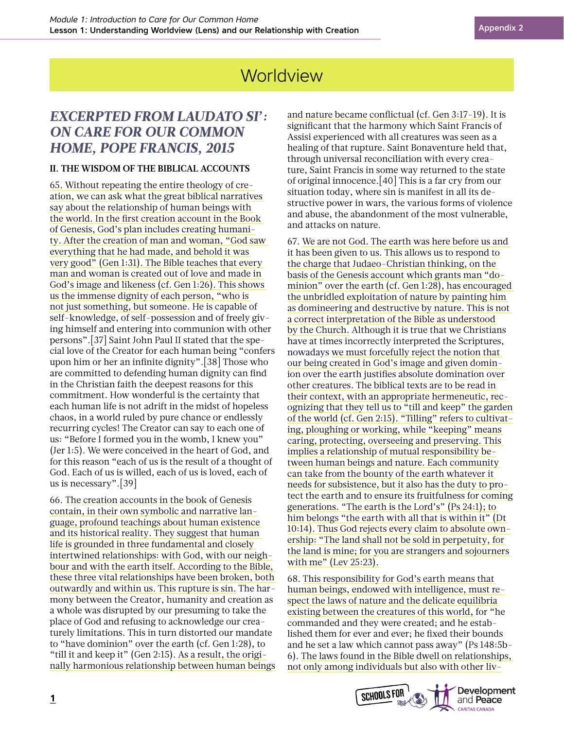# Worldview

## *EXCERPTED FROM LAUDATO SI': ON CARE FOR OUR COMMON HOME, POPE FRANCIS, 2015*

### II. THE WISDOM OF THE BIBLICAL ACCOUNTS

65. Without repeating the entire theology of creation, we can ask what the great biblical narratives say about the relationship of human beings with the world. In the first creation account in the Book of Genesis, God's plan includes creating humanity. After the creation of man and woman, "God saw everything that he had made, and behold it was very good" (Gen 1:31). The Bible teaches that every man and woman is created out of love and made in God's image and likeness (cf. Gen 1:26). This shows us the immense dignity of each person, "who is not just something, but someone. He is capable of self-knowledge, of self-possession and of freely giving himself and entering into communion with other persons".[37] Saint John Paul II stated that the special love of the Creator for each human being "confers upon him or her an infinite dignity".[38] Those who are committed to defending human dignity can find in the Christian faith the deepest reasons for this commitment. How wonderful is the certainty that each human life is not adrift in the midst of hopeless chaos, in a world ruled by pure chance or endlessly recurring cycles! The Creator can say to each one of us: "Before I formed you in the womb, I knew you" (Jer 1:5). We were conceived in the heart of God, and for this reason "each of us is the result of a thought of God. Each of us is willed, each of us is loved, each of us is necessary".[39]

66. The creation accounts in the book of Genesis contain, in their own symbolic and narrative language, profound teachings about human existence and its historical reality. They suggest that human life is grounded in three fundamental and closely intertwined relationships: with God, with our neighbour and with the earth itself. According to the Bible, these three vital relationships have been broken, both outwardly and within us. This rupture is sin. The harmony between the Creator, humanity and creation as a whole was disrupted by our presuming to take the place of God and refusing to acknowledge our creaturely limitations. This in turn distorted our mandate to "have dominion" over the earth (cf. Gen 1:28), to "till it and keep it" (Gen 2:15). As a result, the originally harmonious relationship between human beings and nature became conflictual (cf. Gen 3:17-19). It is significant that the harmony which Saint Francis of Assisi experienced with all creatures was seen as a healing of that rupture. Saint Bonaventure held that, through universal reconciliation with every creature, Saint Francis in some way returned to the state of original innocence.[40] This is a far cry from our situation today, where sin is manifest in all its destructive power in wars, the various forms of violence and abuse, the abandonment of the most vulnerable, and attacks on nature.

67. We are not God. The earth was here before us and it has been given to us. This allows us to respond to the charge that Judaeo-Christian thinking, on the basis of the Genesis account which grants man "dominion" over the earth (cf. Gen 1:28), has encouraged the unbridled exploitation of nature by painting him as domineering and destructive by nature. This is not a correct interpretation of the Bible as understood by the Church. Although it is true that we Christians have at times incorrectly interpreted the Scriptures, nowadays we must forcefully reject the notion that our being created in God's image and given dominion over the earth justifies absolute domination over other creatures. The biblical texts are to be read in their context, with an appropriate hermeneutic, recognizing that they tell us to "till and keep" the garden of the world (cf. Gen 2:15). "Tilling" refers to cultivating, ploughing or working, while "keeping" means caring, protecting, overseeing and preserving. This implies a relationship of mutual responsibility between human beings and nature. Each community can take from the bounty of the earth whatever it needs for subsistence, but it also has the duty to protect the earth and to ensure its fruitfulness for coming generations. "The earth is the Lord's" (Ps 24:1); to him belongs "the earth with all that is within it" (Dt 10:14). Thus God rejects every claim to absolute ownership: "The land shall not be sold in perpetuity, for the land is mine; for you are strangers and sojourners with me" (Lev 25:23).

68. This responsibility for God's earth means that human beings, endowed with intelligence, must respect the laws of nature and the delicate equilibria existing between the creatures of this world, for "he commanded and they were created; and he established them for ever and ever; he fixed their bounds and he set a law which cannot pass away" (Ps 148:5b-6). The laws found in the Bible dwell on relationships, not only among individuals but also with other liv-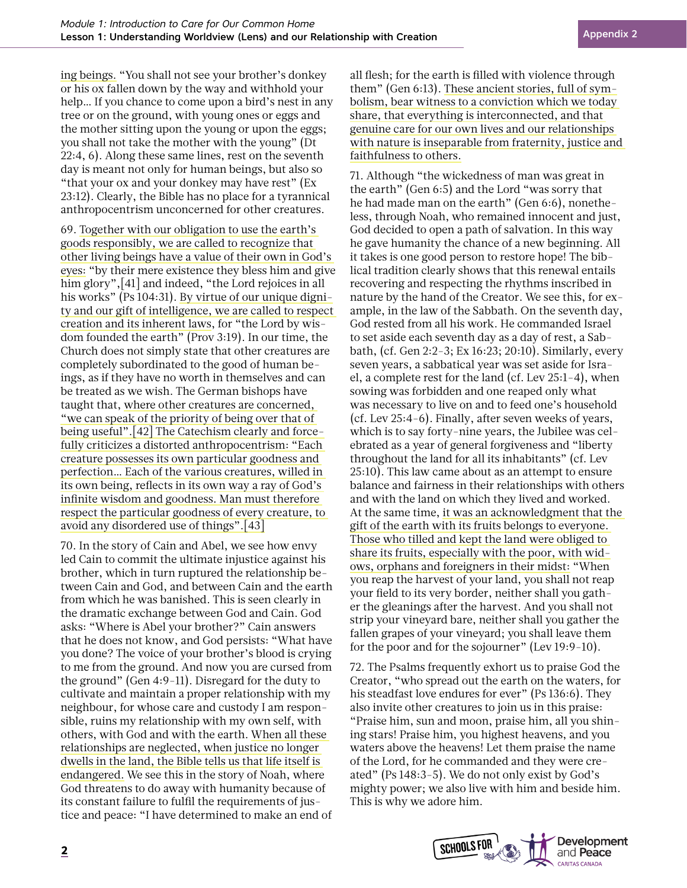ing beings. "You shall not see your brother's donkey or his ox fallen down by the way and withhold your help… If you chance to come upon a bird's nest in any tree or on the ground, with young ones or eggs and the mother sitting upon the young or upon the eggs; you shall not take the mother with the young" (Dt 22:4, 6). Along these same lines, rest on the seventh day is meant not only for human beings, but also so "that your ox and your donkey may have rest" (Ex 23:12). Clearly, the Bible has no place for a tyrannical anthropocentrism unconcerned for other creatures.

69. Together with our obligation to use the earth's goods responsibly, we are called to recognize that other living beings have a value of their own in God's eyes: "by their mere existence they bless him and give him glory",[41] and indeed, "the Lord rejoices in all his works" (Ps 104:31). By virtue of our unique dignity and our gift of intelligence, we are called to respect creation and its inherent laws, for "the Lord by wisdom founded the earth" (Prov 3:19). In our time, the Church does not simply state that other creatures are completely subordinated to the good of human beings, as if they have no worth in themselves and can be treated as we wish. The German bishops have taught that, where other creatures are concerned, "we can speak of the priority of being over that of being useful".[42] The Catechism clearly and forcefully criticizes a distorted anthropocentrism: "Each creature possesses its own particular goodness and perfection… Each of the various creatures, willed in its own being, reflects in its own way a ray of God's infinite wisdom and goodness. Man must therefore respect the particular goodness of every creature, to avoid any disordered use of things".[43]

70. In the story of Cain and Abel, we see how envy led Cain to commit the ultimate injustice against his brother, which in turn ruptured the relationship between Cain and God, and between Cain and the earth from which he was banished. This is seen clearly in the dramatic exchange between God and Cain. God asks: "Where is Abel your brother?" Cain answers that he does not know, and God persists: "What have you done? The voice of your brother's blood is crying to me from the ground. And now you are cursed from the ground" (Gen 4:9-11). Disregard for the duty to cultivate and maintain a proper relationship with my neighbour, for whose care and custody I am responsible, ruins my relationship with my own self, with others, with God and with the earth. When all these relationships are neglected, when justice no longer dwells in the land, the Bible tells us that life itself is endangered. We see this in the story of Noah, where God threatens to do away with humanity because of its constant failure to fulfil the requirements of justice and peace: "I have determined to make an end of all flesh; for the earth is filled with violence through them" (Gen 6:13). These ancient stories, full of symbolism, bear witness to a conviction which we today share, that everything is interconnected, and that genuine care for our own lives and our relationships with nature is inseparable from fraternity, justice and faithfulness to others.

71. Although "the wickedness of man was great in the earth" (Gen 6:5) and the Lord "was sorry that he had made man on the earth" (Gen 6:6), nonetheless, through Noah, who remained innocent and just, God decided to open a path of salvation. In this way he gave humanity the chance of a new beginning. All it takes is one good person to restore hope! The biblical tradition clearly shows that this renewal entails recovering and respecting the rhythms inscribed in nature by the hand of the Creator. We see this, for example, in the law of the Sabbath. On the seventh day, God rested from all his work. He commanded Israel to set aside each seventh day as a day of rest, a Sabbath, (cf. Gen 2:2-3; Ex 16:23; 20:10). Similarly, every seven years, a sabbatical year was set aside for Israel, a complete rest for the land (cf. Lev 25:1-4), when sowing was forbidden and one reaped only what was necessary to live on and to feed one's household (cf. Lev 25:4-6). Finally, after seven weeks of years, which is to say forty-nine years, the Jubilee was celebrated as a year of general forgiveness and "liberty throughout the land for all its inhabitants" (cf. Lev 25:10). This law came about as an attempt to ensure balance and fairness in their relationships with others and with the land on which they lived and worked. At the same time, it was an acknowledgment that the gift of the earth with its fruits belongs to everyone. Those who tilled and kept the land were obliged to share its fruits, especially with the poor, with widows, orphans and foreigners in their midst: "When you reap the harvest of your land, you shall not reap your field to its very border, neither shall you gather the gleanings after the harvest. And you shall not strip your vineyard bare, neither shall you gather the fallen grapes of your vineyard; you shall leave them for the poor and for the sojourner" (Lev 19:9-10).

72. The Psalms frequently exhort us to praise God the Creator, "who spread out the earth on the waters, for his steadfast love endures for ever" (Ps 136:6). They also invite other creatures to join us in this praise: "Praise him, sun and moon, praise him, all you shining stars! Praise him, you highest heavens, and you waters above the heavens! Let them praise the name of the Lord, for he commanded and they were created" (Ps 148:3-5). We do not only exist by God's mighty power; we also live with him and beside him. This is why we adore him.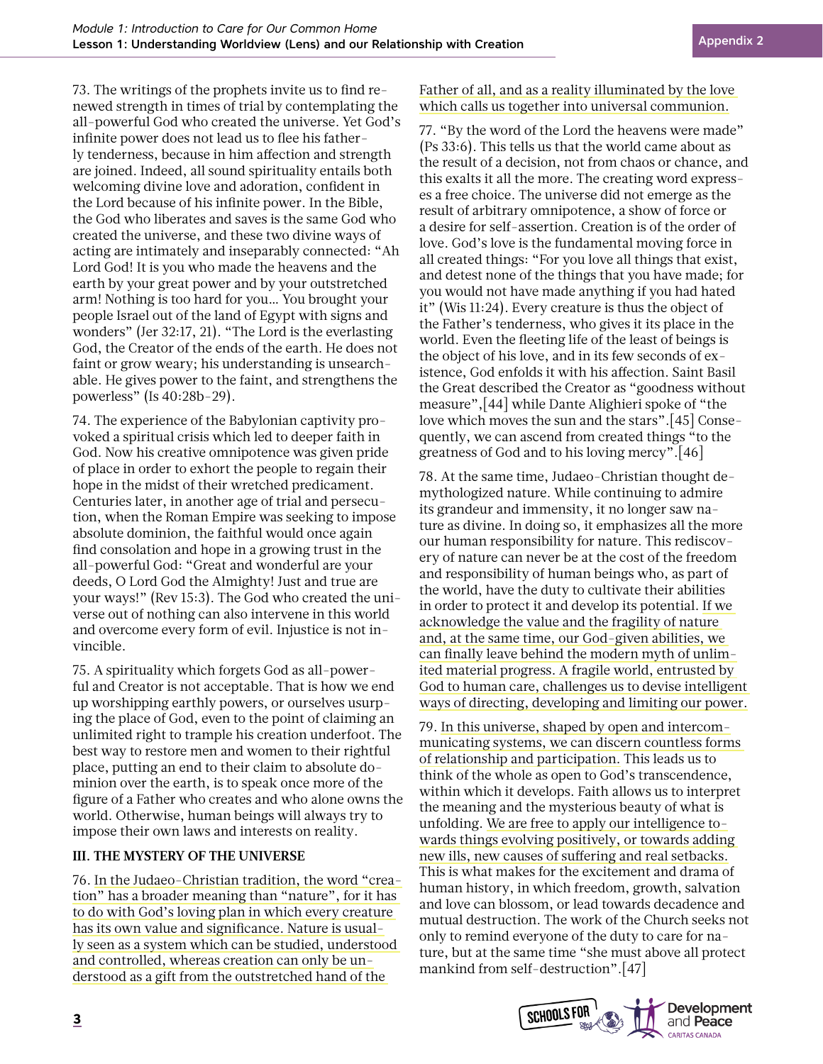73. The writings of the prophets invite us to find renewed strength in times of trial by contemplating the all-powerful God who created the universe. Yet God's infinite power does not lead us to flee his fatherly tenderness, because in him affection and strength are joined. Indeed, all sound spirituality entails both welcoming divine love and adoration, confident in the Lord because of his infinite power. In the Bible, the God who liberates and saves is the same God who created the universe, and these two divine ways of acting are intimately and inseparably connected: "Ah Lord God! It is you who made the heavens and the earth by your great power and by your outstretched arm! Nothing is too hard for you... You brought your people Israel out of the land of Egypt with signs and wonders" (Jer 32:17, 21). "The Lord is the everlasting God, the Creator of the ends of the earth. He does not faint or grow weary; his understanding is unsearchable. He gives power to the faint, and strengthens the powerless" (Is 40:28b-29).

74. The experience of the Babylonian captivity provoked a spiritual crisis which led to deeper faith in God. Now his creative omnipotence was given pride of place in order to exhort the people to regain their hope in the midst of their wretched predicament. Centuries later, in another age of trial and persecution, when the Roman Empire was seeking to impose absolute dominion, the faithful would once again find consolation and hope in a growing trust in the all-powerful God: "Great and wonderful are your deeds, O Lord God the Almighty! Just and true are your ways!" (Rev 15:3). The God who created the universe out of nothing can also intervene in this world and overcome every form of evil. Injustice is not invincible.

75. A spirituality which forgets God as all-powerful and Creator is not acceptable. That is how we end up worshipping earthly powers, or ourselves usurping the place of God, even to the point of claiming an unlimited right to trample his creation underfoot. The best way to restore men and women to their rightful place, putting an end to their claim to absolute dominion over the earth, is to speak once more of the figure of a Father who creates and who alone owns the world. Otherwise, human beings will always try to impose their own laws and interests on reality.

## III. THE MYSTERY OF THE UNIVERSE

76. In the Judaeo-Christian tradition, the word "creation" has a broader meaning than "nature", for it has to do with God's loving plan in which every creature has its own value and significance. Nature is usually seen as a system which can be studied, understood and controlled, whereas creation can only be understood as a gift from the outstretched hand of the Father of all, and as a reality illuminated by the love which calls us together into universal communion.

77. "By the word of the Lord the heavens were made" (Ps 33:6). This tells us that the world came about as the result of a decision, not from chaos or chance, and this exalts it all the more. The creating word expresses a free choice. The universe did not emerge as the result of arbitrary omnipotence, a show of force or a desire for self-assertion. Creation is of the order of love. God's love is the fundamental moving force in all created things: "For you love all things that exist, and detest none of the things that you have made; for you would not have made anything if you had hated it" (Wis 11:24). Every creature is thus the object of the Father's tenderness, who gives it its place in the world. Even the fleeting life of the least of beings is the object of his love, and in its few seconds of existence, God enfolds it with his affection. Saint Basil the Great described the Creator as "goodness without measure",[44] while Dante Alighieri spoke of "the love which moves the sun and the stars".[45] Consequently, we can ascend from created things "to the greatness of God and to his loving mercy".[46]

78. At the same time, Judaeo-Christian thought demythologized nature. While continuing to admire its grandeur and immensity, it no longer saw nature as divine. In doing so, it emphasizes all the more our human responsibility for nature. This rediscovery of nature can never be at the cost of the freedom and responsibility of human beings who, as part of the world, have the duty to cultivate their abilities in order to protect it and develop its potential. If we acknowledge the value and the fragility of nature and, at the same time, our God-given abilities, we can finally leave behind the modern myth of unlimited material progress. A fragile world, entrusted by God to human care, challenges us to devise intelligent ways of directing, developing and limiting our power.

79. In this universe, shaped by open and intercommunicating systems, we can discern countless forms of relationship and participation. This leads us to think of the whole as open to God's transcendence, within which it develops. Faith allows us to interpret the meaning and the mysterious beauty of what is unfolding. We are free to apply our intelligence towards things evolving positively, or towards adding new ills, new causes of suffering and real setbacks. This is what makes for the excitement and drama of human history, in which freedom, growth, salvation and love can blossom, or lead towards decadence and mutual destruction. The work of the Church seeks not only to remind everyone of the duty to care for nature, but at the same time "she must above all protect mankind from self-destruction".[47]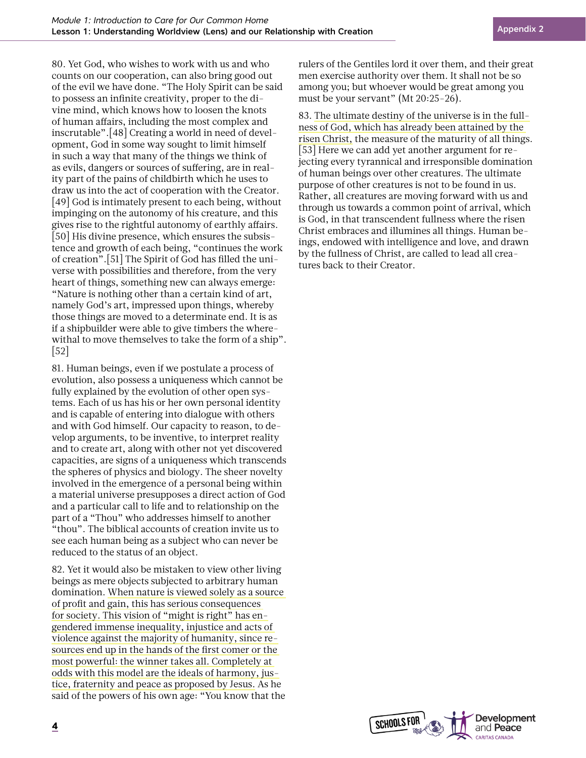80. Yet God, who wishes to work with us and who counts on our cooperation, can also bring good out of the evil we have done. "The Holy Spirit can be said to possess an infinite creativity, proper to the divine mind, which knows how to loosen the knots of human affairs, including the most complex and inscrutable".[48] Creating a world in need of development, God in some way sought to limit himself in such a way that many of the things we think of as evils, dangers or sources of suffering, are in reality part of the pains of childbirth which he uses to draw us into the act of cooperation with the Creator.[49] God is intimately present to each being, without impinging on the autonomy of his creature, and this gives rise to the rightful autonomy of earthly affairs.[50] His divine presence, which ensures the subsistence and growth of each being, "continues the work of creation".[51] The Spirit of God has filled the universe with possibilities and therefore, from the very heart of things, something new can always emerge: "Nature is nothing other than a certain kind of art, namely God's art, impressed upon things, whereby those things are moved to a determinate end. It is as if a shipbuilder were able to give timbers the wherewithal to move themselves to take the form of a ship".[52]

81. Human beings, even if we postulate a process of evolution, also possess a uniqueness which cannot be fully explained by the evolution of other open systems. Each of us has his or her own personal identity and is capable of entering into dialogue with others and with God himself. Our capacity to reason, to develop arguments, to be inventive, to interpret reality and to create art, along with other not yet discovered capacities, are signs of a uniqueness which transcends the spheres of physics and biology. The sheer novelty involved in the emergence of a personal being within a material universe presupposes a direct action of God and a particular call to life and to relationship on the part of a "Thou" who addresses himself to another "thou". The biblical accounts of creation invite us to see each human being as a subject who can never be reduced to the status of an object.

82. Yet it would also be mistaken to view other living beings as mere objects subjected to arbitrary human domination. When nature is viewed solely as a source of profit and gain, this has serious consequences for society. This vision of "might is right" has engendered immense inequality, injustice and acts of violence against the majority of humanity, since resources end up in the hands of the first comer or the most powerful: the winner takes all. Completely at odds with this model are the ideals of harmony, justice, fraternity and peace as proposed by Jesus. As he said of the powers of his own age: "You know that the rulers of the Gentiles lord it over them, and their great men exercise authority over them. It shall not be so among you; but whoever would be great among you must be your servant" (Mt 20:25-26).

83. The ultimate destiny of the universe is in the fullness of God, which has already been attained by the risen Christ, the measure of the maturity of all things.[53] Here we can add yet another argument for rejecting every tyrannical and irresponsible domination of human beings over other creatures. The ultimate purpose of other creatures is not to be found in us. Rather, all creatures are moving forward with us and through us towards a common point of arrival, which is God, in that transcendent fullness where the risen Christ embraces and illumines all things. Human beings, endowed with intelligence and love, and drawn by the fullness of Christ, are called to lead all creatures back to their Creator.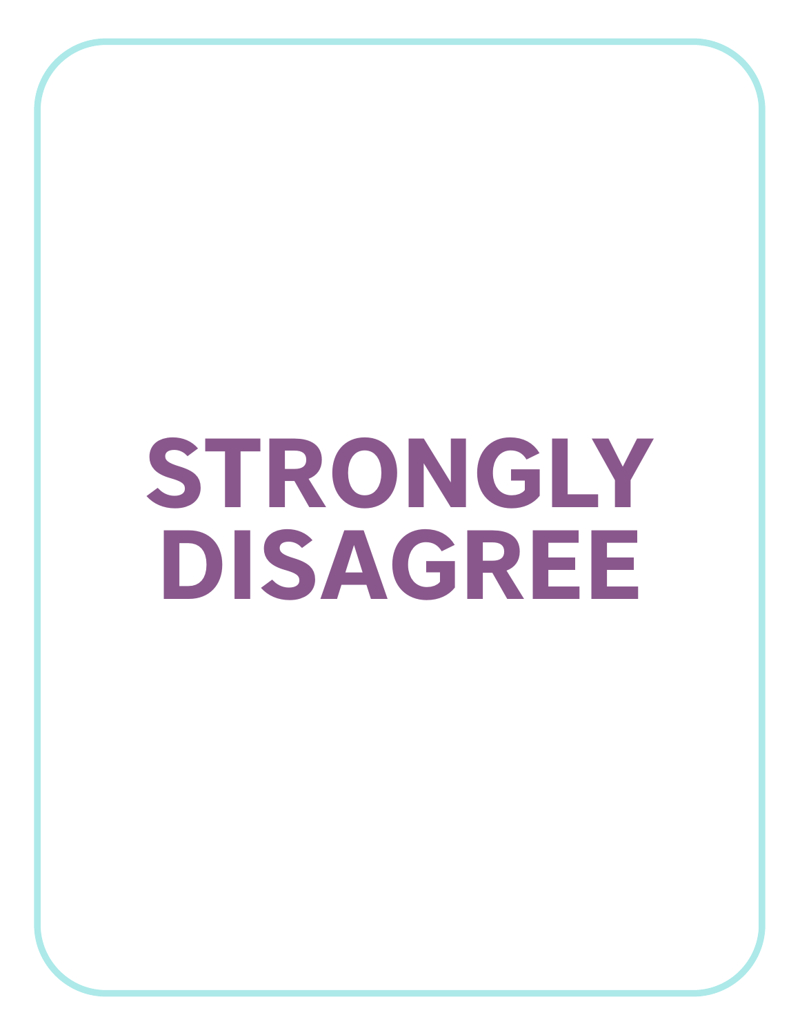# STRONGLY DISAGREE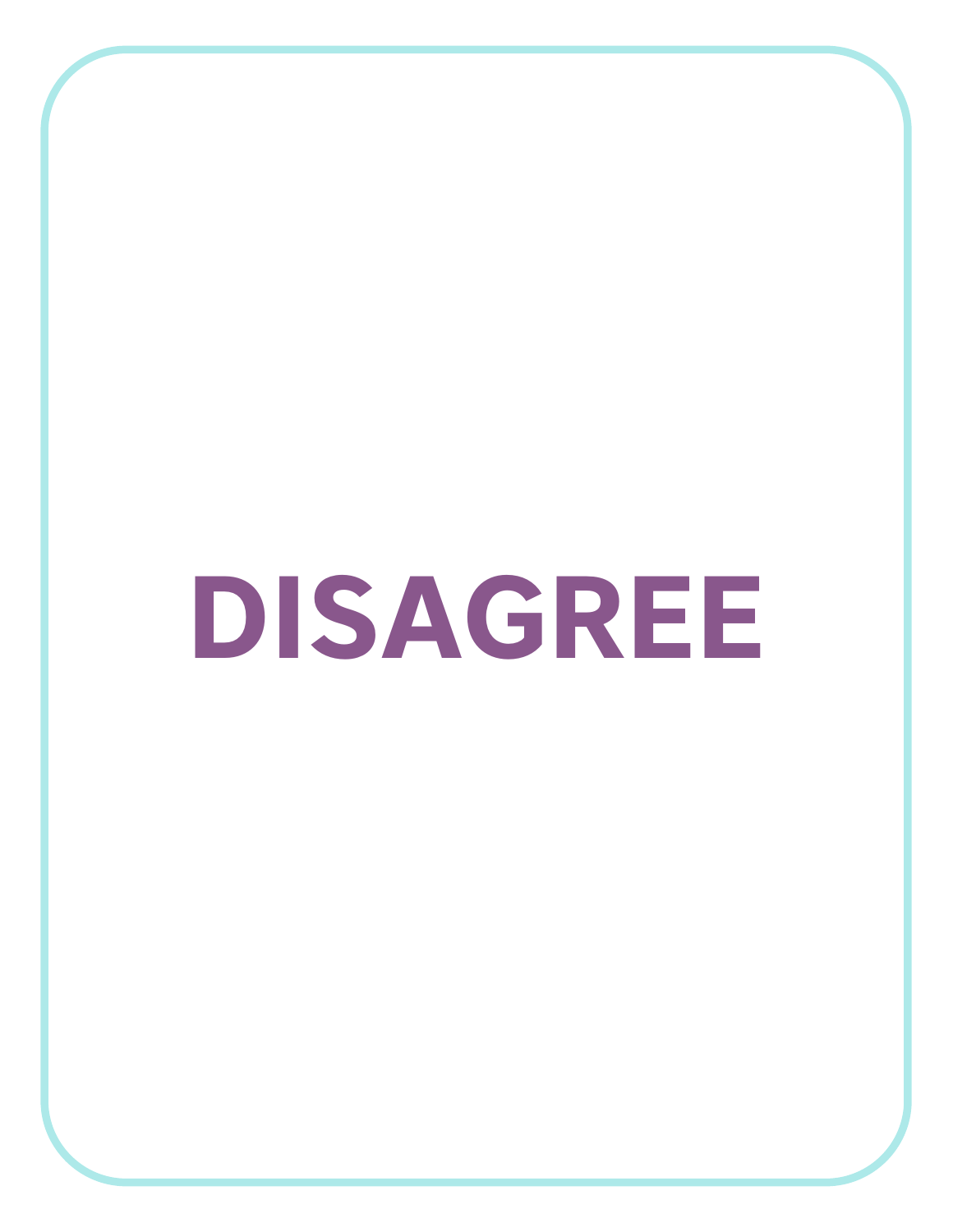# DISAGREE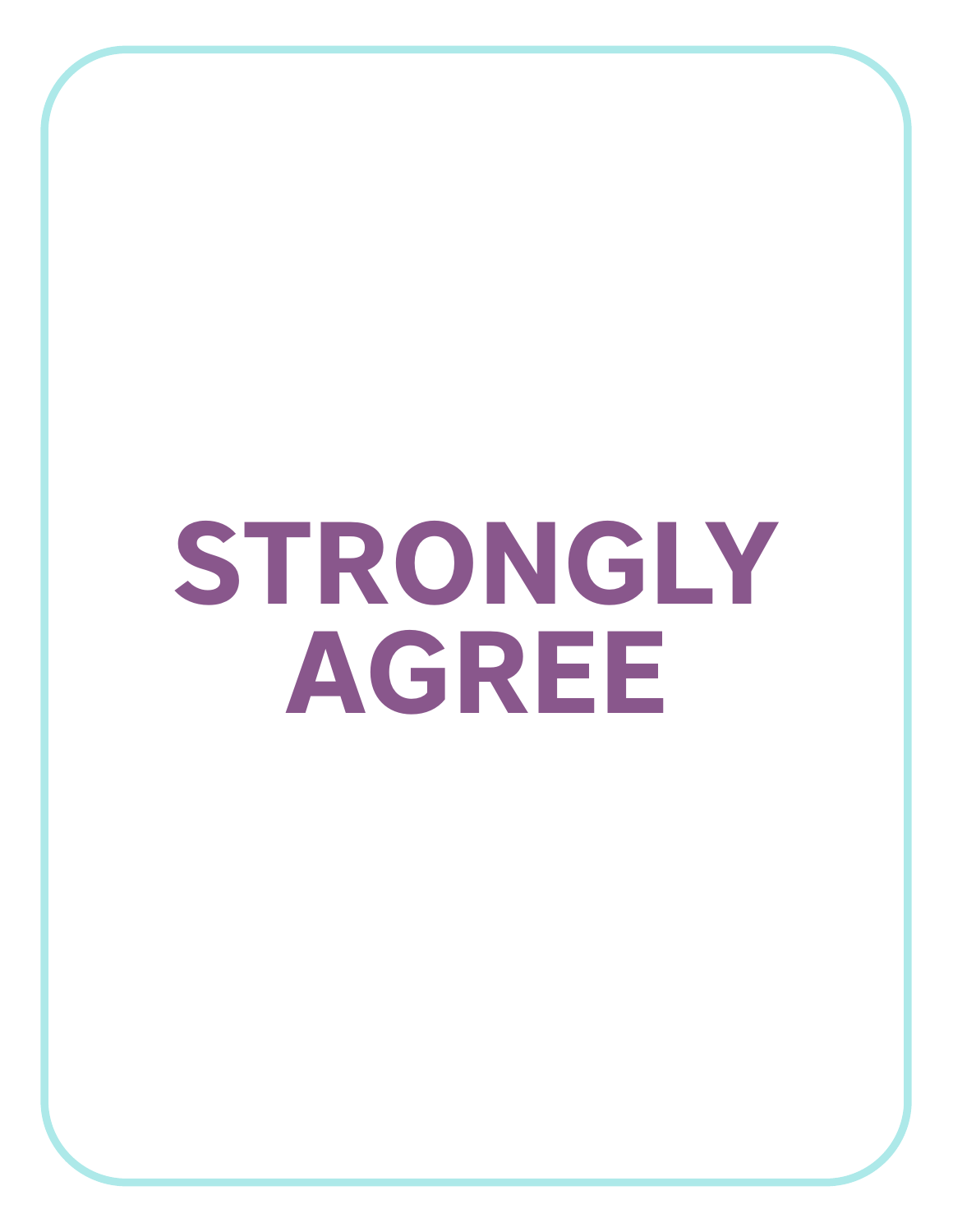# STRONGLY AGREE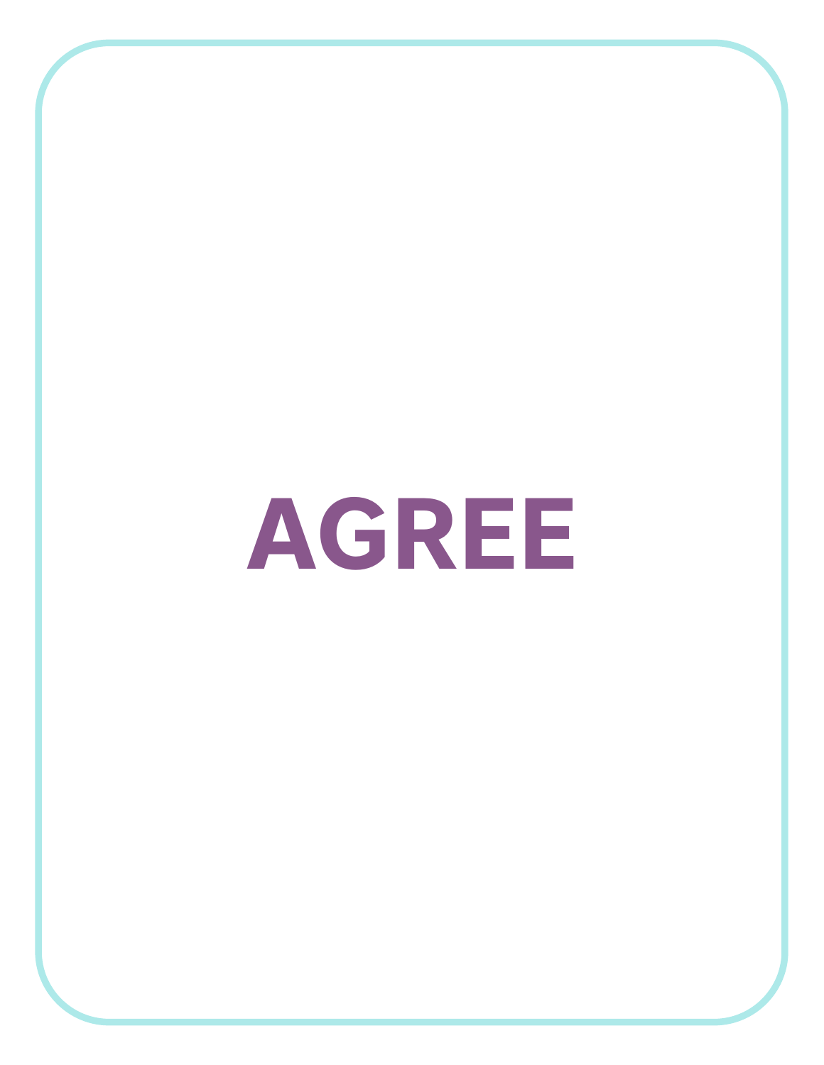# AGREE